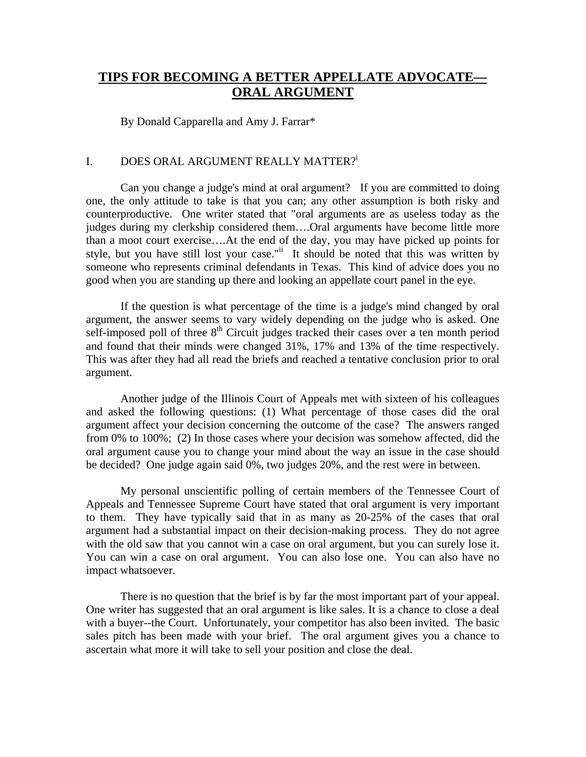# TIPS FOR BECOMING A BETTER APPELLATE ADVOCATE— ORAL ARGUMENT

By Donald Capparella and Amy J. Farrar*

## I. DOES ORAL ARGUMENT REALLY MATTER?[i]

Can you change a judge's mind at oral argument? If you are committed to doing one, the only attitude to take is that you can; any other assumption is both risky and counterproductive. One writer stated that "oral arguments are as useless today as the judges during my clerkship considered them….Oral arguments have become little more than a moot court exercise….At the end of the day, you may have picked up points for style, but you have still lost your case."[ii] It should be noted that this was written by someone who represents criminal defendants in Texas. This kind of advice does you no good when you are standing up there and looking an appellate court panel in the eye.

If the question is what percentage of the time is a judge's mind changed by oral argument, the answer seems to vary widely depending on the judge who is asked. One self-imposed poll of three 8th Circuit judges tracked their cases over a ten month period and found that their minds were changed 31%, 17% and 13% of the time respectively. This was after they had all read the briefs and reached a tentative conclusion prior to oral argument.

Another judge of the Illinois Court of Appeals met with sixteen of his colleagues and asked the following questions: (1) What percentage of those cases did the oral argument affect your decision concerning the outcome of the case? The answers ranged from 0% to 100%; (2) In those cases where your decision was somehow affected, did the oral argument cause you to change your mind about the way an issue in the case should be decided? One judge again said 0%, two judges 20%, and the rest were in between.

My personal unscientific polling of certain members of the Tennessee Court of Appeals and Tennessee Supreme Court have stated that oral argument is very important to them. They have typically said that in as many as 20-25% of the cases that oral argument had a substantial impact on their decision-making process. They do not agree with the old saw that you cannot win a case on oral argument, but you can surely lose it. You can win a case on oral argument. You can also lose one. You can also have no impact whatsoever.

There is no question that the brief is by far the most important part of your appeal. One writer has suggested that an oral argument is like sales. It is a chance to close a deal with a buyer--the Court. Unfortunately, your competitor has also been invited. The basic sales pitch has been made with your brief. The oral argument gives you a chance to ascertain what more it will take to sell your position and close the deal.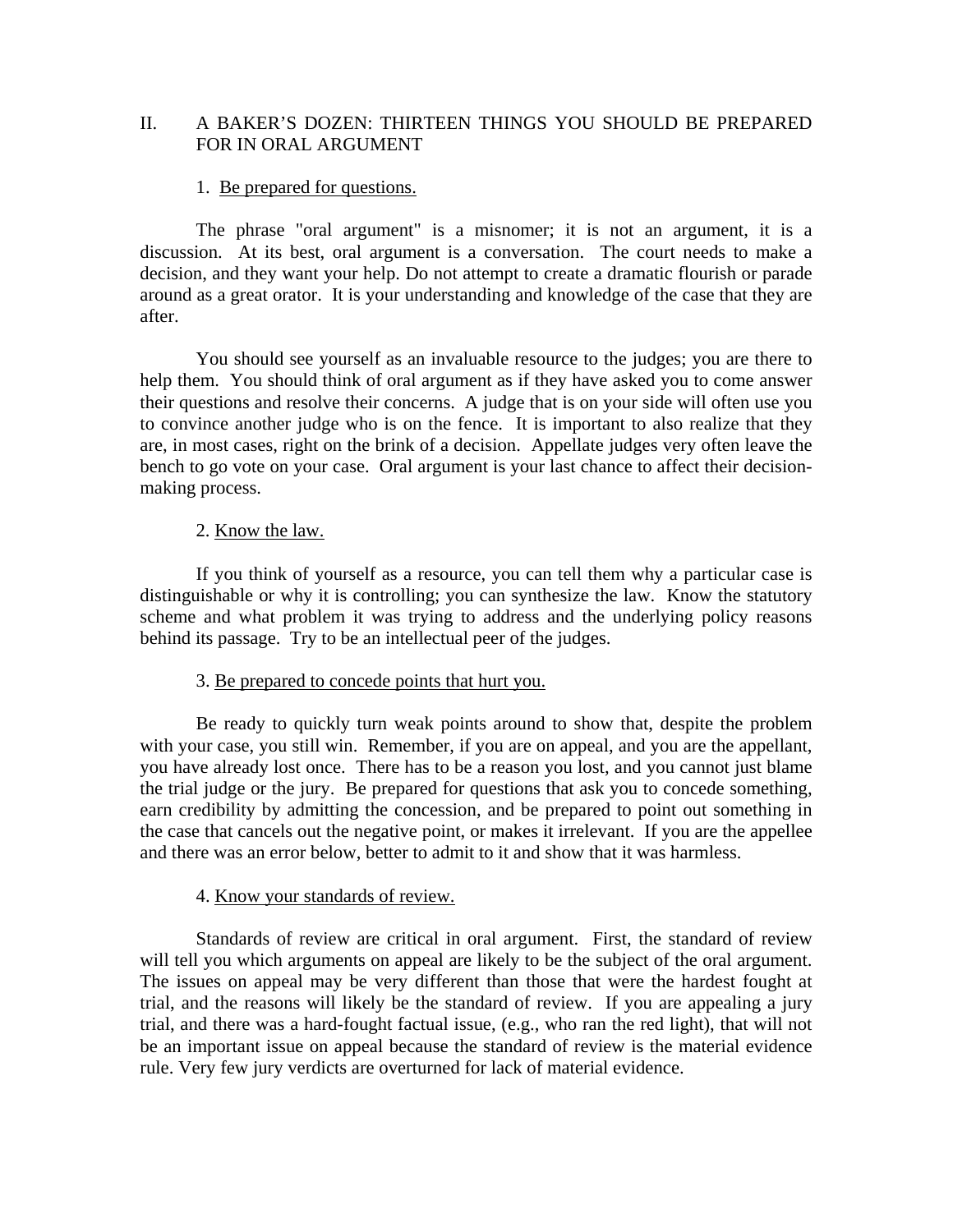## II. A BAKER'S DOZEN: THIRTEEN THINGS YOU SHOULD BE PREPARED FOR IN ORAL ARGUMENT

### 1. Be prepared for questions.

The phrase "oral argument" is a misnomer; it is not an argument, it is a discussion. At its best, oral argument is a conversation. The court needs to make a decision, and they want your help. Do not attempt to create a dramatic flourish or parade around as a great orator. It is your understanding and knowledge of the case that they are after.

You should see yourself as an invaluable resource to the judges; you are there to help them. You should think of oral argument as if they have asked you to come answer their questions and resolve their concerns. A judge that is on your side will often use you to convince another judge who is on the fence. It is important to also realize that they are, in most cases, right on the brink of a decision. Appellate judges very often leave the bench to go vote on your case. Oral argument is your last chance to affect their decision-making process.

### 2. Know the law.

If you think of yourself as a resource, you can tell them why a particular case is distinguishable or why it is controlling; you can synthesize the law. Know the statutory scheme and what problem it was trying to address and the underlying policy reasons behind its passage. Try to be an intellectual peer of the judges.

### 3. Be prepared to concede points that hurt you.

Be ready to quickly turn weak points around to show that, despite the problem with your case, you still win. Remember, if you are on appeal, and you are the appellant, you have already lost once. There has to be a reason you lost, and you cannot just blame the trial judge or the jury. Be prepared for questions that ask you to concede something, earn credibility by admitting the concession, and be prepared to point out something in the case that cancels out the negative point, or makes it irrelevant. If you are the appellee and there was an error below, better to admit to it and show that it was harmless.

### 4. Know your standards of review.

Standards of review are critical in oral argument. First, the standard of review will tell you which arguments on appeal are likely to be the subject of the oral argument. The issues on appeal may be very different than those that were the hardest fought at trial, and the reasons will likely be the standard of review. If you are appealing a jury trial, and there was a hard-fought factual issue, (e.g., who ran the red light), that will not be an important issue on appeal because the standard of review is the material evidence rule. Very few jury verdicts are overturned for lack of material evidence.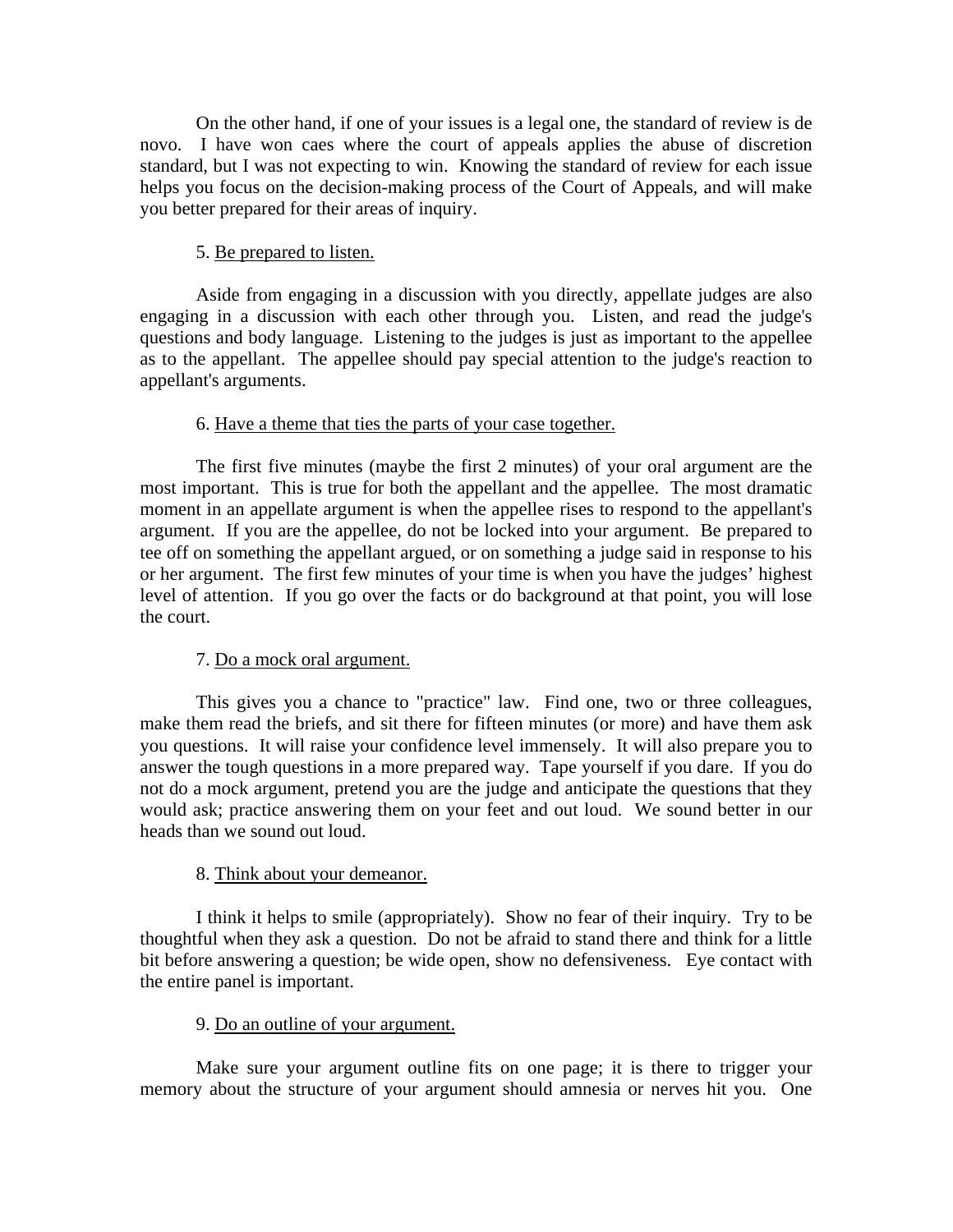On the other hand, if one of your issues is a legal one, the standard of review is de novo. I have won caes where the court of appeals applies the abuse of discretion standard, but I was not expecting to win. Knowing the standard of review for each issue helps you focus on the decision-making process of the Court of Appeals, and will make you better prepared for their areas of inquiry.

5. <u>Be prepared to listen.</u>

Aside from engaging in a discussion with you directly, appellate judges are also engaging in a discussion with each other through you. Listen, and read the judge's questions and body language. Listening to the judges is just as important to the appellee as to the appellant. The appellee should pay special attention to the judge's reaction to appellant's arguments.

6. <u>Have a theme that ties the parts of your case together.</u>

The first five minutes (maybe the first 2 minutes) of your oral argument are the most important. This is true for both the appellant and the appellee. The most dramatic moment in an appellate argument is when the appellee rises to respond to the appellant's argument. If you are the appellee, do not be locked into your argument. Be prepared to tee off on something the appellant argued, or on something a judge said in response to his or her argument. The first few minutes of your time is when you have the judges' highest level of attention. If you go over the facts or do background at that point, you will lose the court.

7. <u>Do a mock oral argument.</u>

This gives you a chance to "practice" law. Find one, two or three colleagues, make them read the briefs, and sit there for fifteen minutes (or more) and have them ask you questions. It will raise your confidence level immensely. It will also prepare you to answer the tough questions in a more prepared way. Tape yourself if you dare. If you do not do a mock argument, pretend you are the judge and anticipate the questions that they would ask; practice answering them on your feet and out loud. We sound better in our heads than we sound out loud.

8. <u>Think about your demeanor.</u>

I think it helps to smile (appropriately). Show no fear of their inquiry. Try to be thoughtful when they ask a question. Do not be afraid to stand there and think for a little bit before answering a question; be wide open, show no defensiveness. Eye contact with the entire panel is important.

9. <u>Do an outline of your argument.</u>

Make sure your argument outline fits on one page; it is there to trigger your memory about the structure of your argument should amnesia or nerves hit you. One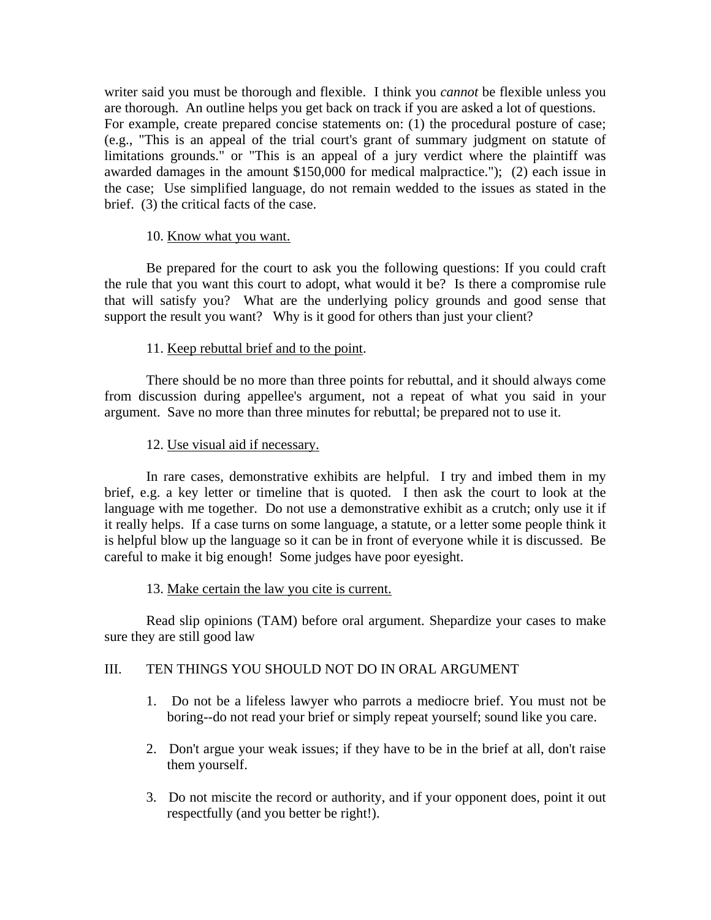writer said you must be thorough and flexible. I think you *cannot* be flexible unless you are thorough. An outline helps you get back on track if you are asked a lot of questions. For example, create prepared concise statements on: (1) the procedural posture of case; (e.g., "This is an appeal of the trial court's grant of summary judgment on statute of limitations grounds." or "This is an appeal of a jury verdict where the plaintiff was awarded damages in the amount $150,000 for medical malpractice."); (2) each issue in the case; Use simplified language, do not remain wedded to the issues as stated in the brief. (3) the critical facts of the case.

10. <u>Know what you want.</u>

Be prepared for the court to ask you the following questions: If you could craft the rule that you want this court to adopt, what would it be? Is there a compromise rule that will satisfy you? What are the underlying policy grounds and good sense that support the result you want? Why is it good for others than just your client?

11. <u>Keep rebuttal brief and to the point</u>.

There should be no more than three points for rebuttal, and it should always come from discussion during appellee's argument, not a repeat of what you said in your argument. Save no more than three minutes for rebuttal; be prepared not to use it.

12. <u>Use visual aid if necessary.</u>

In rare cases, demonstrative exhibits are helpful. I try and imbed them in my brief, e.g. a key letter or timeline that is quoted. I then ask the court to look at the language with me together. Do not use a demonstrative exhibit as a crutch; only use it if it really helps. If a case turns on some language, a statute, or a letter some people think it is helpful blow up the language so it can be in front of everyone while it is discussed. Be careful to make it big enough! Some judges have poor eyesight.

13. <u>Make certain the law you cite is current.</u>

Read slip opinions (TAM) before oral argument. Shepardize your cases to make sure they are still good law

## III. TEN THINGS YOU SHOULD NOT DO IN ORAL ARGUMENT

1. Do not be a lifeless lawyer who parrots a mediocre brief. You must not be boring--do not read your brief or simply repeat yourself; sound like you care.

2. Don't argue your weak issues; if they have to be in the brief at all, don't raise them yourself.

3. Do not miscite the record or authority, and if your opponent does, point it out respectfully (and you better be right!).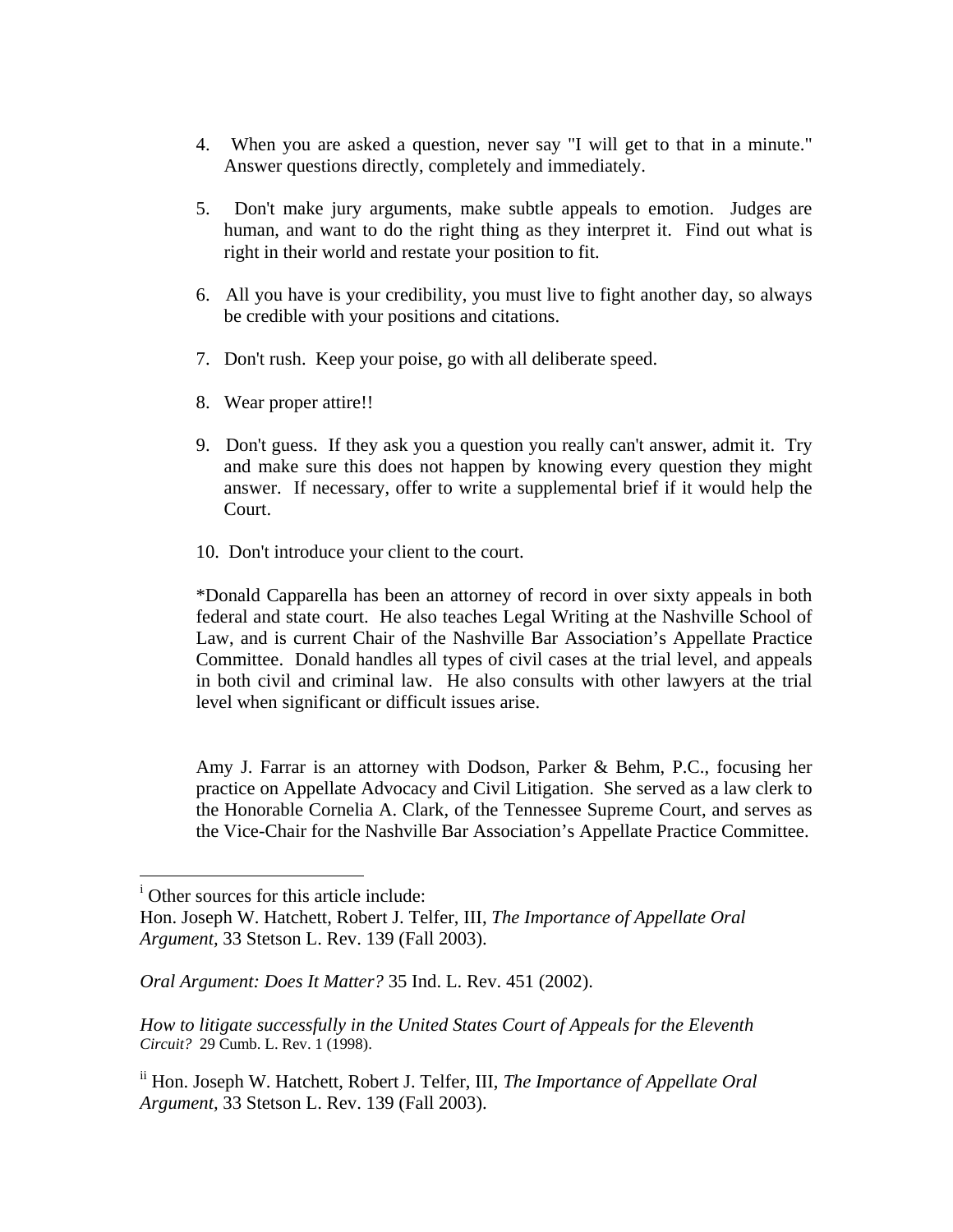4. When you are asked a question, never say "I will get to that in a minute." Answer questions directly, completely and immediately.

5. Don't make jury arguments, make subtle appeals to emotion. Judges are human, and want to do the right thing as they interpret it. Find out what is right in their world and restate your position to fit.

6. All you have is your credibility, you must live to fight another day, so always be credible with your positions and citations.

7. Don't rush. Keep your poise, go with all deliberate speed.

8. Wear proper attire!!

9. Don't guess. If they ask you a question you really can't answer, admit it. Try and make sure this does not happen by knowing every question they might answer. If necessary, offer to write a supplemental brief if it would help the Court.

10. Don't introduce your client to the court.

*Donald Capparella has been an attorney of record in over sixty appeals in both federal and state court. He also teaches Legal Writing at the Nashville School of Law, and is current Chair of the Nashville Bar Association's Appellate Practice Committee. Donald handles all types of civil cases at the trial level, and appeals in both civil and criminal law. He also consults with other lawyers at the trial level when significant or difficult issues arise.

Amy J. Farrar is an attorney with Dodson, Parker & Behm, P.C., focusing her practice on Appellate Advocacy and Civil Litigation. She served as a law clerk to the Honorable Cornelia A. Clark, of the Tennessee Supreme Court, and serves as the Vice-Chair for the Nashville Bar Association's Appellate Practice Committee.

---

[i] Other sources for this article include:
Hon. Joseph W. Hatchett, Robert J. Telfer, III, *The Importance of Appellate Oral Argument*, 33 Stetson L. Rev. 139 (Fall 2003).

*Oral Argument: Does It Matter?* 35 Ind. L. Rev. 451 (2002).

*How to litigate successfully in the United States Court of Appeals for the Eleventh Circuit?* 29 Cumb. L. Rev. 1 (1998).

[ii] Hon. Joseph W. Hatchett, Robert J. Telfer, III, *The Importance of Appellate Oral Argument*, 33 Stetson L. Rev. 139 (Fall 2003).